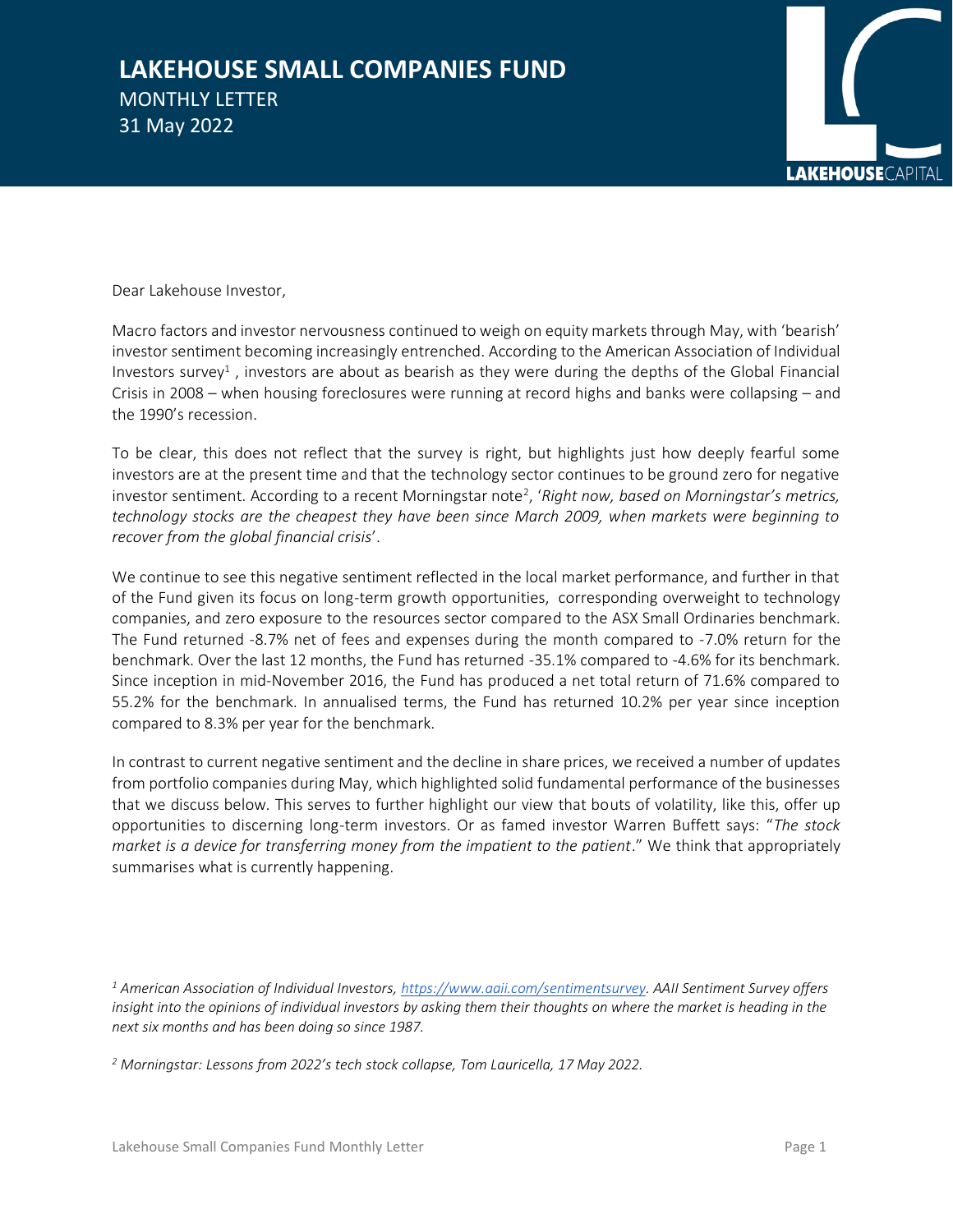# LAKEHOUSE SMALL COMPANIES FUND

MONTHLY LETTER

31 May 2022

Dear Lakehouse Investor,

Macro factors and investor nervousness continued to weigh on equity markets through May, with 'bearish' investor sentiment becoming increasingly entrenched. According to the American Association of Individual Investors survey[1] , investors are about as bearish as they were during the depths of the Global Financial Crisis in 2008 – when housing foreclosures were running at record highs and banks were collapsing – and the 1990's recession.

To be clear, this does not reflect that the survey is right, but highlights just how deeply fearful some investors are at the present time and that the technology sector continues to be ground zero for negative investor sentiment. According to a recent Morningstar note[2], '*Right now, based on Morningstar's metrics, technology stocks are the cheapest they have been since March 2009, when markets were beginning to recover from the global financial crisis*'.

We continue to see this negative sentiment reflected in the local market performance, and further in that of the Fund given its focus on long-term growth opportunities, corresponding overweight to technology companies, and zero exposure to the resources sector compared to the ASX Small Ordinaries benchmark. The Fund returned -8.7% net of fees and expenses during the month compared to -7.0% return for the benchmark. Over the last 12 months, the Fund has returned -35.1% compared to -4.6% for its benchmark. Since inception in mid-November 2016, the Fund has produced a net total return of 71.6% compared to 55.2% for the benchmark. In annualised terms, the Fund has returned 10.2% per year since inception compared to 8.3% per year for the benchmark.

In contrast to current negative sentiment and the decline in share prices, we received a number of updates from portfolio companies during May, which highlighted solid fundamental performance of the businesses that we discuss below. This serves to further highlight our view that bouts of volatility, like this, offer up opportunities to discerning long-term investors. Or as famed investor Warren Buffett says: "*The stock market is a device for transferring money from the impatient to the patient*." We think that appropriately summarises what is currently happening.

*[1] American Association of Individual Investors, https://www.aaii.com/sentimentsurvey. AAII Sentiment Survey offers insight into the opinions of individual investors by asking them their thoughts on where the market is heading in the next six months and has been doing so since 1987.*

*[2] Morningstar: Lessons from 2022's tech stock collapse, Tom Lauricella, 17 May 2022.*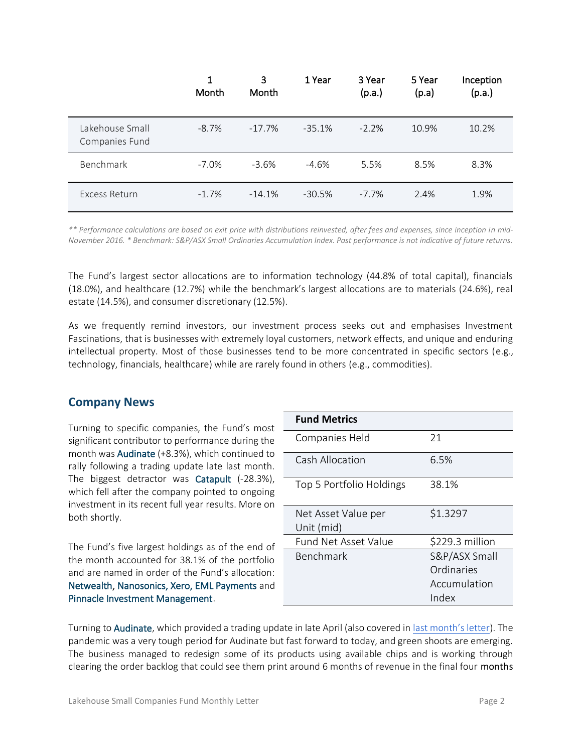|  | 1 Month | 3 Month | 1 Year | 3 Year (p.a.) | 5 Year (p.a) | Inception (p.a.) |
|---|---|---|---|---|---|---|
| Lakehouse Small Companies Fund | -8.7% | -17.7% | -35.1% | -2.2% | 10.9% | 10.2% |
| Benchmark | -7.0% | -3.6% | -4.6% | 5.5% | 8.5% | 8.3% |
| Excess Return | -1.7% | -14.1% | -30.5% | -7.7% | 2.4% | 1.9% |

*** Performance calculations are based on exit price with distributions reinvested, after fees and expenses, since inception in mid-November 2016. * Benchmark: S&P/ASX Small Ordinaries Accumulation Index. Past performance is not indicative of future returns.*

The Fund's largest sector allocations are to information technology (44.8% of total capital), financials (18.0%), and healthcare (12.7%) while the benchmark's largest allocations are to materials (24.6%), real estate (14.5%), and consumer discretionary (12.5%).

As we frequently remind investors, our investment process seeks out and emphasises Investment Fascinations, that is businesses with extremely loyal customers, network effects, and unique and enduring intellectual property. Most of those businesses tend to be more concentrated in specific sectors (e.g., technology, financials, healthcare) while are rarely found in others (e.g., commodities).

## Company News

Turning to specific companies, the Fund's most significant contributor to performance during the month was Audinate (+8.3%), which continued to rally following a trading update late last month. The biggest detractor was Catapult (-28.3%), which fell after the company pointed to ongoing investment in its recent full year results. More on both shortly.

The Fund's five largest holdings as of the end of the month accounted for 38.1% of the portfolio and are named in order of the Fund's allocation: Netwealth, Nanosonics, Xero, EML Payments and Pinnacle Investment Management.

| Fund Metrics | |
|---|---|
| Companies Held | 21 |
| Cash Allocation | 6.5% |
| Top 5 Portfolio Holdings | 38.1% |
| Net Asset Value per Unit (mid) | $1.3297 |
| Fund Net Asset Value | $229.3 million |
| Benchmark | S&P/ASX Small Ordinaries Accumulation Index |

Turning to Audinate, which provided a trading update in late April (also covered in last month's letter). The pandemic was a very tough period for Audinate but fast forward to today, and green shoots are emerging. The business managed to redesign some of its products using available chips and is working through clearing the order backlog that could see them print around 6 months of revenue in the final four months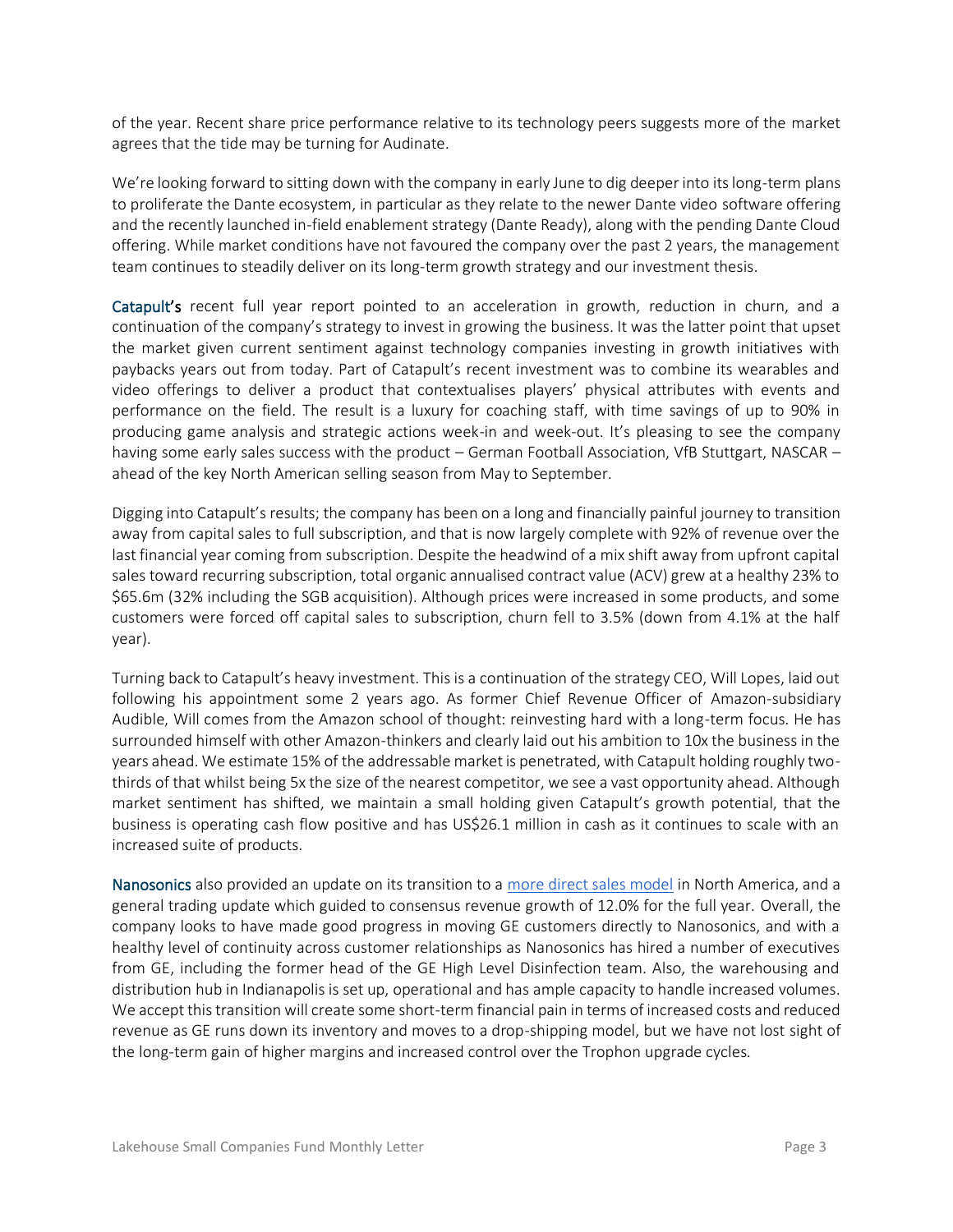of the year. Recent share price performance relative to its technology peers suggests more of the market agrees that the tide may be turning for Audinate.

We're looking forward to sitting down with the company in early June to dig deeper into its long-term plans to proliferate the Dante ecosystem, in particular as they relate to the newer Dante video software offering and the recently launched in-field enablement strategy (Dante Ready), along with the pending Dante Cloud offering. While market conditions have not favoured the company over the past 2 years, the management team continues to steadily deliver on its long-term growth strategy and our investment thesis.

**Catapult's** recent full year report pointed to an acceleration in growth, reduction in churn, and a continuation of the company's strategy to invest in growing the business. It was the latter point that upset the market given current sentiment against technology companies investing in growth initiatives with paybacks years out from today. Part of Catapult's recent investment was to combine its wearables and video offerings to deliver a product that contextualises players' physical attributes with events and performance on the field. The result is a luxury for coaching staff, with time savings of up to 90% in producing game analysis and strategic actions week-in and week-out. It's pleasing to see the company having some early sales success with the product – German Football Association, VfB Stuttgart, NASCAR – ahead of the key North American selling season from May to September.

Digging into Catapult's results; the company has been on a long and financially painful journey to transition away from capital sales to full subscription, and that is now largely complete with 92% of revenue over the last financial year coming from subscription. Despite the headwind of a mix shift away from upfront capital sales toward recurring subscription, total organic annualised contract value (ACV) grew at a healthy 23% to $65.6m (32% including the SGB acquisition). Although prices were increased in some products, and some customers were forced off capital sales to subscription, churn fell to 3.5% (down from 4.1% at the half year).

Turning back to Catapult's heavy investment. This is a continuation of the strategy CEO, Will Lopes, laid out following his appointment some 2 years ago. As former Chief Revenue Officer of Amazon-subsidiary Audible, Will comes from the Amazon school of thought: reinvesting hard with a long-term focus. He has surrounded himself with other Amazon-thinkers and clearly laid out his ambition to 10x the business in the years ahead. We estimate 15% of the addressable market is penetrated, with Catapult holding roughly two-thirds of that whilst being 5x the size of the nearest competitor, we see a vast opportunity ahead. Although market sentiment has shifted, we maintain a small holding given Catapult's growth potential, that the business is operating cash flow positive and has US$26.1 million in cash as it continues to scale with an increased suite of products.

**Nanosonics** also provided an update on its transition to a [more direct sales model](more direct sales model) in North America, and a general trading update which guided to consensus revenue growth of 12.0% for the full year. Overall, the company looks to have made good progress in moving GE customers directly to Nanosonics, and with a healthy level of continuity across customer relationships as Nanosonics has hired a number of executives from GE, including the former head of the GE High Level Disinfection team. Also, the warehousing and distribution hub in Indianapolis is set up, operational and has ample capacity to handle increased volumes. We accept this transition will create some short-term financial pain in terms of increased costs and reduced revenue as GE runs down its inventory and moves to a drop-shipping model, but we have not lost sight of the long-term gain of higher margins and increased control over the Trophon upgrade cycles.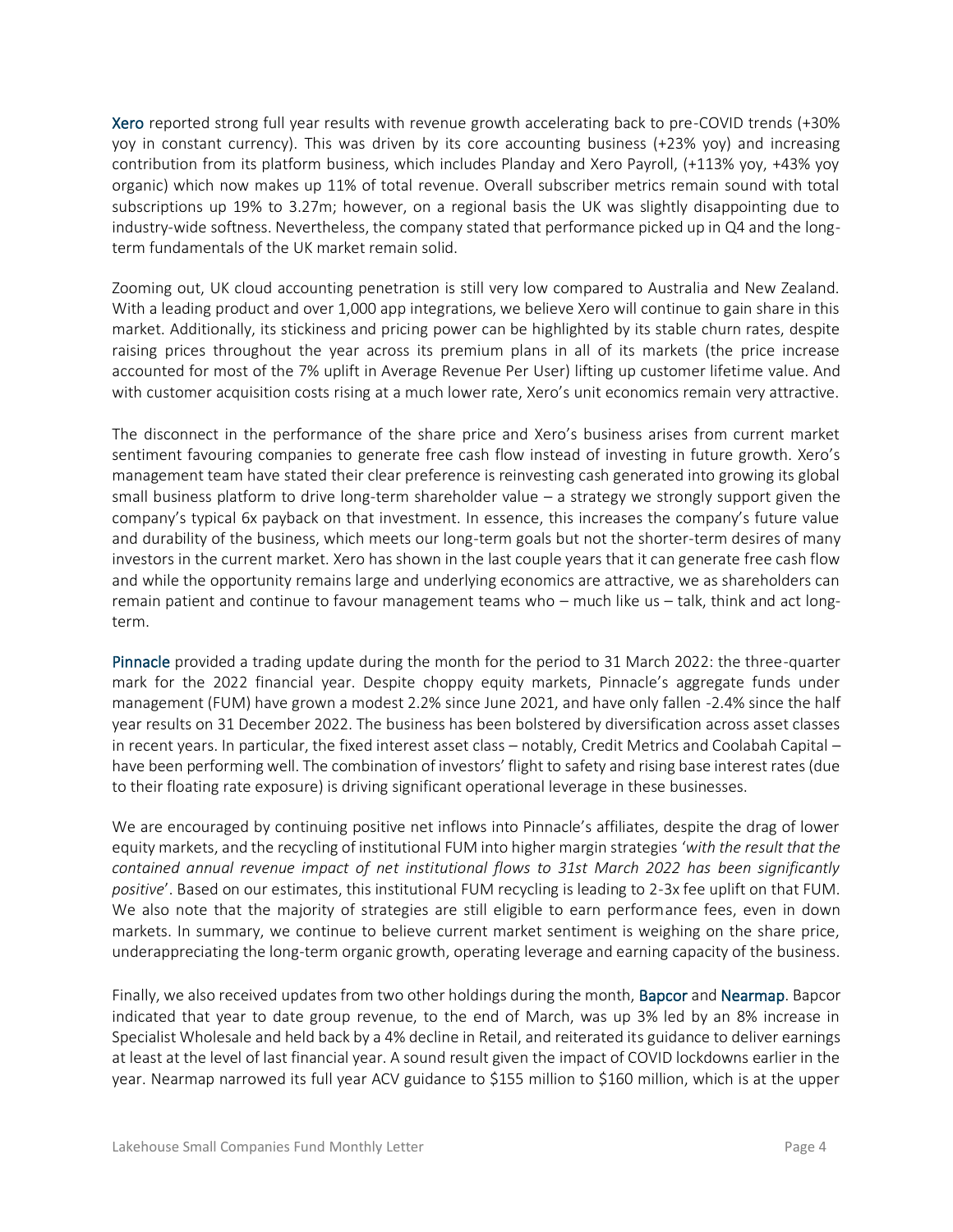Xero reported strong full year results with revenue growth accelerating back to pre-COVID trends (+30% yoy in constant currency). This was driven by its core accounting business (+23% yoy) and increasing contribution from its platform business, which includes Planday and Xero Payroll, (+113% yoy, +43% yoy organic) which now makes up 11% of total revenue. Overall subscriber metrics remain sound with total subscriptions up 19% to 3.27m; however, on a regional basis the UK was slightly disappointing due to industry-wide softness. Nevertheless, the company stated that performance picked up in Q4 and the long-term fundamentals of the UK market remain solid.

Zooming out, UK cloud accounting penetration is still very low compared to Australia and New Zealand. With a leading product and over 1,000 app integrations, we believe Xero will continue to gain share in this market. Additionally, its stickiness and pricing power can be highlighted by its stable churn rates, despite raising prices throughout the year across its premium plans in all of its markets (the price increase accounted for most of the 7% uplift in Average Revenue Per User) lifting up customer lifetime value. And with customer acquisition costs rising at a much lower rate, Xero's unit economics remain very attractive.

The disconnect in the performance of the share price and Xero's business arises from current market sentiment favouring companies to generate free cash flow instead of investing in future growth. Xero's management team have stated their clear preference is reinvesting cash generated into growing its global small business platform to drive long-term shareholder value – a strategy we strongly support given the company's typical 6x payback on that investment. In essence, this increases the company's future value and durability of the business, which meets our long-term goals but not the shorter-term desires of many investors in the current market. Xero has shown in the last couple years that it can generate free cash flow and while the opportunity remains large and underlying economics are attractive, we as shareholders can remain patient and continue to favour management teams who – much like us – talk, think and act long-term.

Pinnacle provided a trading update during the month for the period to 31 March 2022: the three-quarter mark for the 2022 financial year. Despite choppy equity markets, Pinnacle's aggregate funds under management (FUM) have grown a modest 2.2% since June 2021, and have only fallen -2.4% since the half year results on 31 December 2022. The business has been bolstered by diversification across asset classes in recent years. In particular, the fixed interest asset class – notably, Credit Metrics and Coolabah Capital – have been performing well. The combination of investors' flight to safety and rising base interest rates (due to their floating rate exposure) is driving significant operational leverage in these businesses.

We are encouraged by continuing positive net inflows into Pinnacle's affiliates, despite the drag of lower equity markets, and the recycling of institutional FUM into higher margin strategies '*with the result that the contained annual revenue impact of net institutional flows to 31st March 2022 has been significantly positive*'. Based on our estimates, this institutional FUM recycling is leading to 2-3x fee uplift on that FUM. We also note that the majority of strategies are still eligible to earn performance fees, even in down markets. In summary, we continue to believe current market sentiment is weighing on the share price, underappreciating the long-term organic growth, operating leverage and earning capacity of the business.

Finally, we also received updates from two other holdings during the month, Bapcor and Nearmap. Bapcor indicated that year to date group revenue, to the end of March, was up 3% led by an 8% increase in Specialist Wholesale and held back by a 4% decline in Retail, and reiterated its guidance to deliver earnings at least at the level of last financial year. A sound result given the impact of COVID lockdowns earlier in the year. Nearmap narrowed its full year ACV guidance to \$155 million to \$160 million, which is at the upper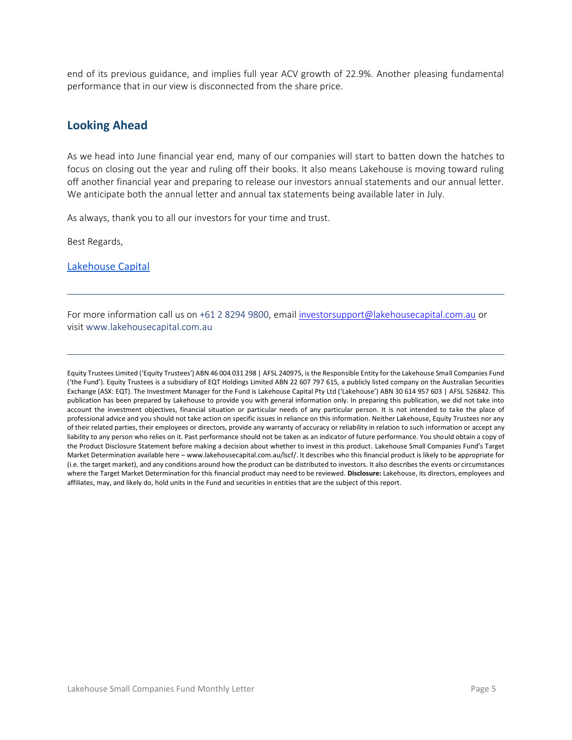end of its previous guidance, and implies full year ACV growth of 22.9%. Another pleasing fundamental performance that in our view is disconnected from the share price.

## Looking Ahead

As we head into June financial year end, many of our companies will start to batten down the hatches to focus on closing out the year and ruling off their books. It also means Lakehouse is moving toward ruling off another financial year and preparing to release our investors annual statements and our annual letter. We anticipate both the annual letter and annual tax statements being available later in July.

As always, thank you to all our investors for your time and trust.

Best Regards,

Lakehouse Capital

---

For more information call us on +61 2 8294 9800, email investorsupport@lakehousecapital.com.au or visit www.lakehousecapital.com.au

---

Equity Trustees Limited ('Equity Trustees') ABN 46 004 031 298 | AFSL 240975, is the Responsible Entity for the Lakehouse Small Companies Fund ('the Fund'). Equity Trustees is a subsidiary of EQT Holdings Limited ABN 22 607 797 615, a publicly listed company on the Australian Securities Exchange (ASX: EQT). The Investment Manager for the Fund is Lakehouse Capital Pty Ltd ('Lakehouse') ABN 30 614 957 603 | AFSL 526842. This publication has been prepared by Lakehouse to provide you with general information only. In preparing this publication, we did not take into account the investment objectives, financial situation or particular needs of any particular person. It is not intended to take the place of professional advice and you should not take action on specific issues in reliance on this information. Neither Lakehouse, Equity Trustees nor any of their related parties, their employees or directors, provide any warranty of accuracy or reliability in relation to such information or accept any liability to any person who relies on it. Past performance should not be taken as an indicator of future performance. You should obtain a copy of the Product Disclosure Statement before making a decision about whether to invest in this product. Lakehouse Small Companies Fund's Target Market Determination available here – www.lakehousecapital.com.au/lscf/. It describes who this financial product is likely to be appropriate for (i.e. the target market), and any conditions around how the product can be distributed to investors. It also describes the events or circumstances where the Target Market Determination for this financial product may need to be reviewed. **Disclosure:** Lakehouse, its directors, employees and affiliates, may, and likely do, hold units in the Fund and securities in entities that are the subject of this report.